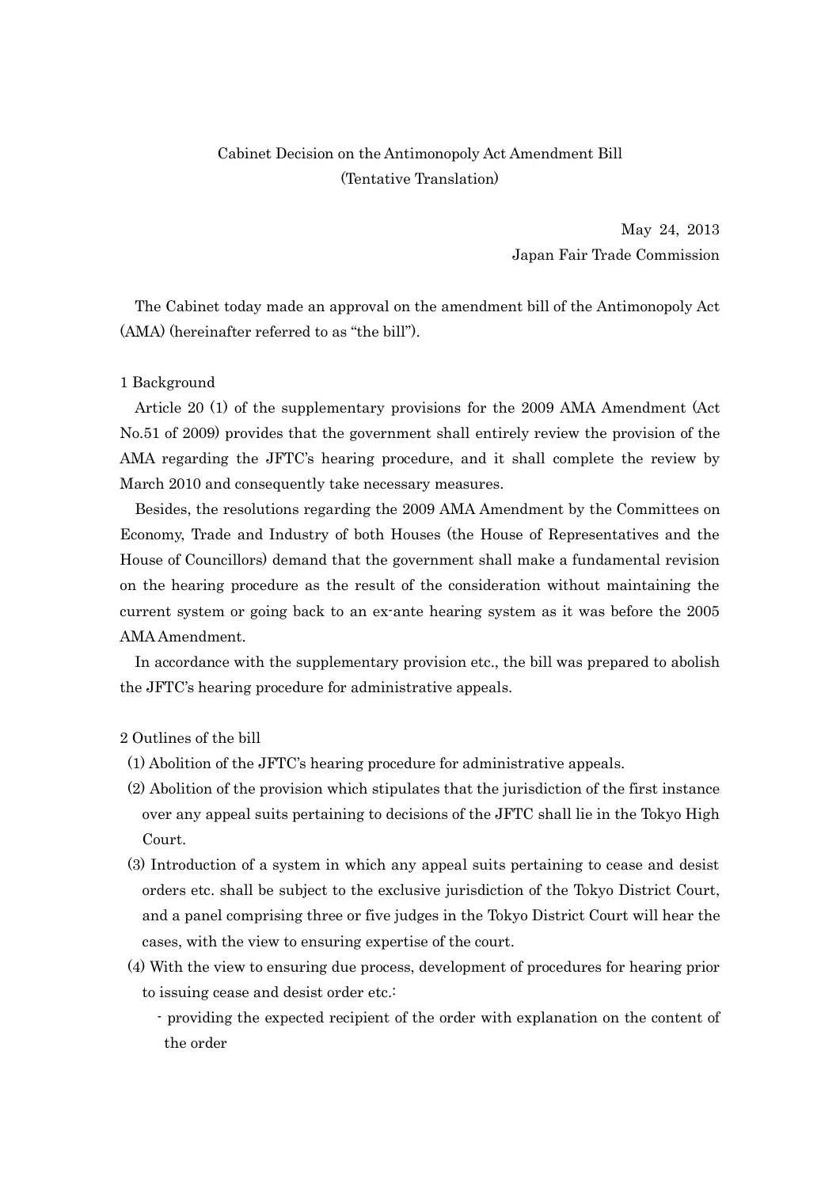# Cabinet Decision on the Antimonopoly Act Amendment Bill
(Tentative Translation)

May 24, 2013
Japan Fair Trade Commission

The Cabinet today made an approval on the amendment bill of the Antimonopoly Act (AMA) (hereinafter referred to as "the bill").

## 1 Background

Article 20 (1) of the supplementary provisions for the 2009 AMA Amendment (Act No.51 of 2009) provides that the government shall entirely review the provision of the AMA regarding the JFTC's hearing procedure, and it shall complete the review by March 2010 and consequently take necessary measures.

Besides, the resolutions regarding the 2009 AMA Amendment by the Committees on Economy, Trade and Industry of both Houses (the House of Representatives and the House of Councillors) demand that the government shall make a fundamental revision on the hearing procedure as the result of the consideration without maintaining the current system or going back to an ex-ante hearing system as it was before the 2005 AMA Amendment.

In accordance with the supplementary provision etc., the bill was prepared to abolish the JFTC's hearing procedure for administrative appeals.

## 2 Outlines of the bill

(1) Abolition of the JFTC's hearing procedure for administrative appeals.

(2) Abolition of the provision which stipulates that the jurisdiction of the first instance over any appeal suits pertaining to decisions of the JFTC shall lie in the Tokyo High Court.

(3) Introduction of a system in which any appeal suits pertaining to cease and desist orders etc. shall be subject to the exclusive jurisdiction of the Tokyo District Court, and a panel comprising three or five judges in the Tokyo District Court will hear the cases, with the view to ensuring expertise of the court.

(4) With the view to ensuring due process, development of procedures for hearing prior to issuing cease and desist order etc.:

- providing the expected recipient of the order with explanation on the content of the order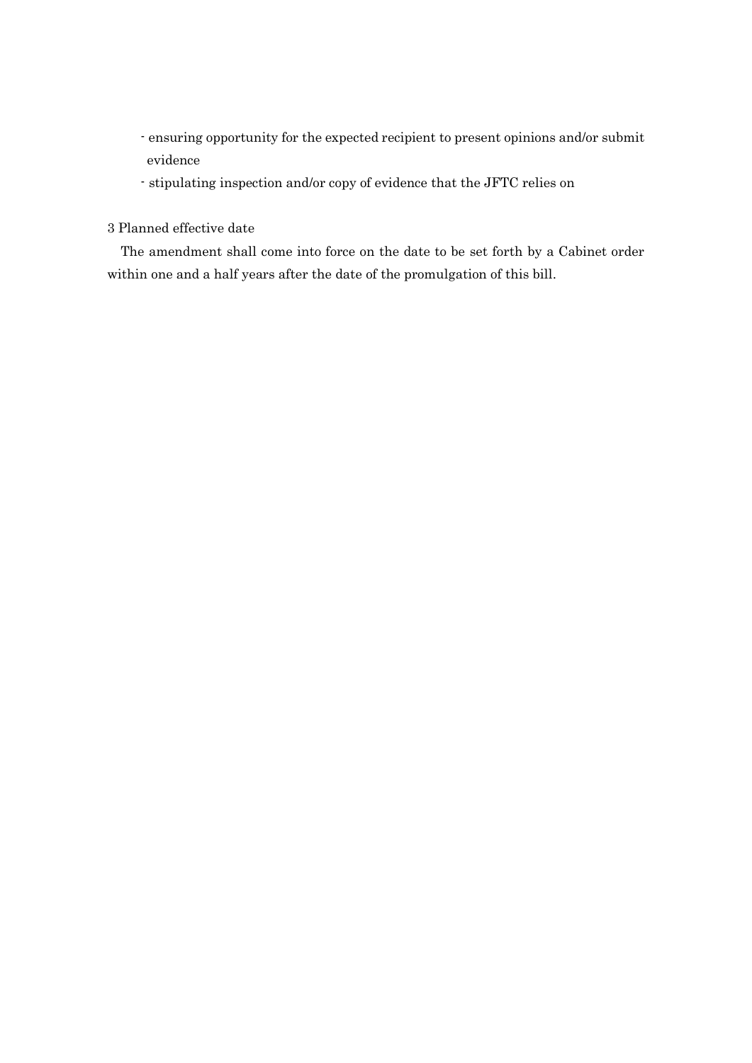- ensuring opportunity for the expected recipient to present opinions and/or submit evidence
- stipulating inspection and/or copy of evidence that the JFTC relies on

3 Planned effective date

The amendment shall come into force on the date to be set forth by a Cabinet order within one and a half years after the date of the promulgation of this bill.